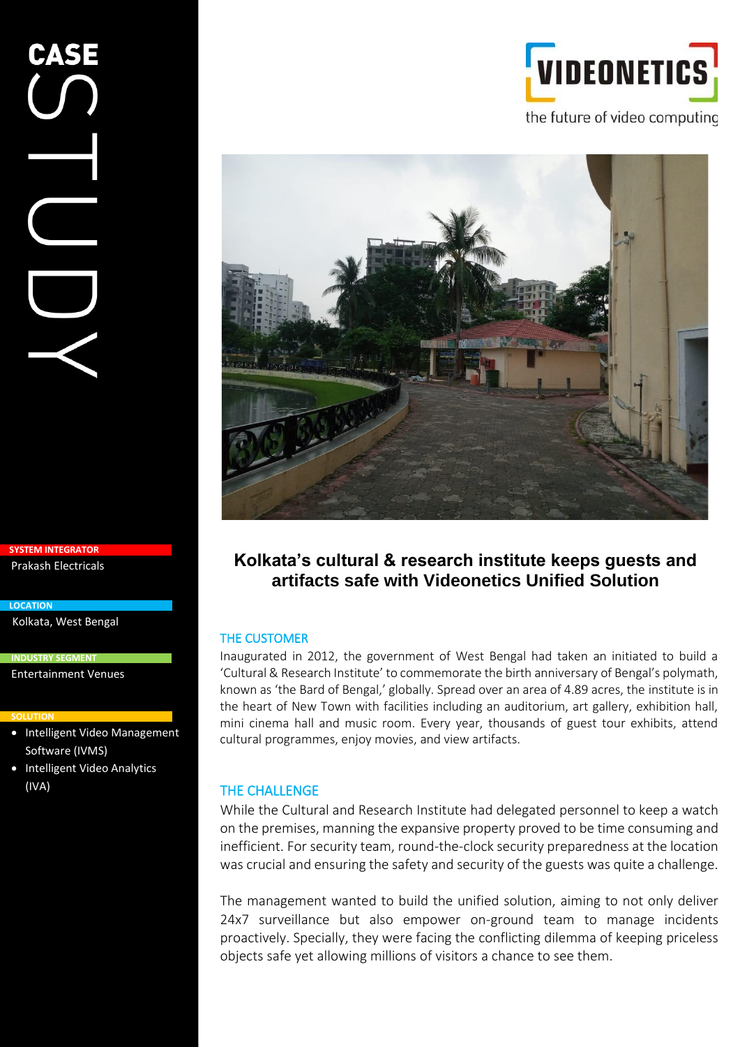# CASE STUDY

VIDEONETICS

the future of video computing

**SYSTEM INTEGRATOR**

Prakash Electricals

**LOCATION**

Kolkata, West Bengal

**INDUSTRY SEGMENT**

Entertainment Venues

**SOLUTION**

- Intelligent Video Management Software (IVMS)
- Intelligent Video Analytics (IVA)

## Kolkata's cultural & research institute keeps guests and artifacts safe with Videonetics Unified Solution

### THE CUSTOMER

Inaugurated in 2012, the government of West Bengal had taken an initiated to build a 'Cultural & Research Institute' to commemorate the birth anniversary of Bengal's polymath, known as 'the Bard of Bengal,' globally. Spread over an area of 4.89 acres, the institute is in the heart of New Town with facilities including an auditorium, art gallery, exhibition hall, mini cinema hall and music room. Every year, thousands of guest tour exhibits, attend cultural programmes, enjoy movies, and view artifacts.

### THE CHALLENGE

While the Cultural and Research Institute had delegated personnel to keep a watch on the premises, manning the expansive property proved to be time consuming and inefficient. For security team, round-the-clock security preparedness at the location was crucial and ensuring the safety and security of the guests was quite a challenge.

The management wanted to build the unified solution, aiming to not only deliver 24x7 surveillance but also empower on-ground team to manage incidents proactively. Specially, they were facing the conflicting dilemma of keeping priceless objects safe yet allowing millions of visitors a chance to see them.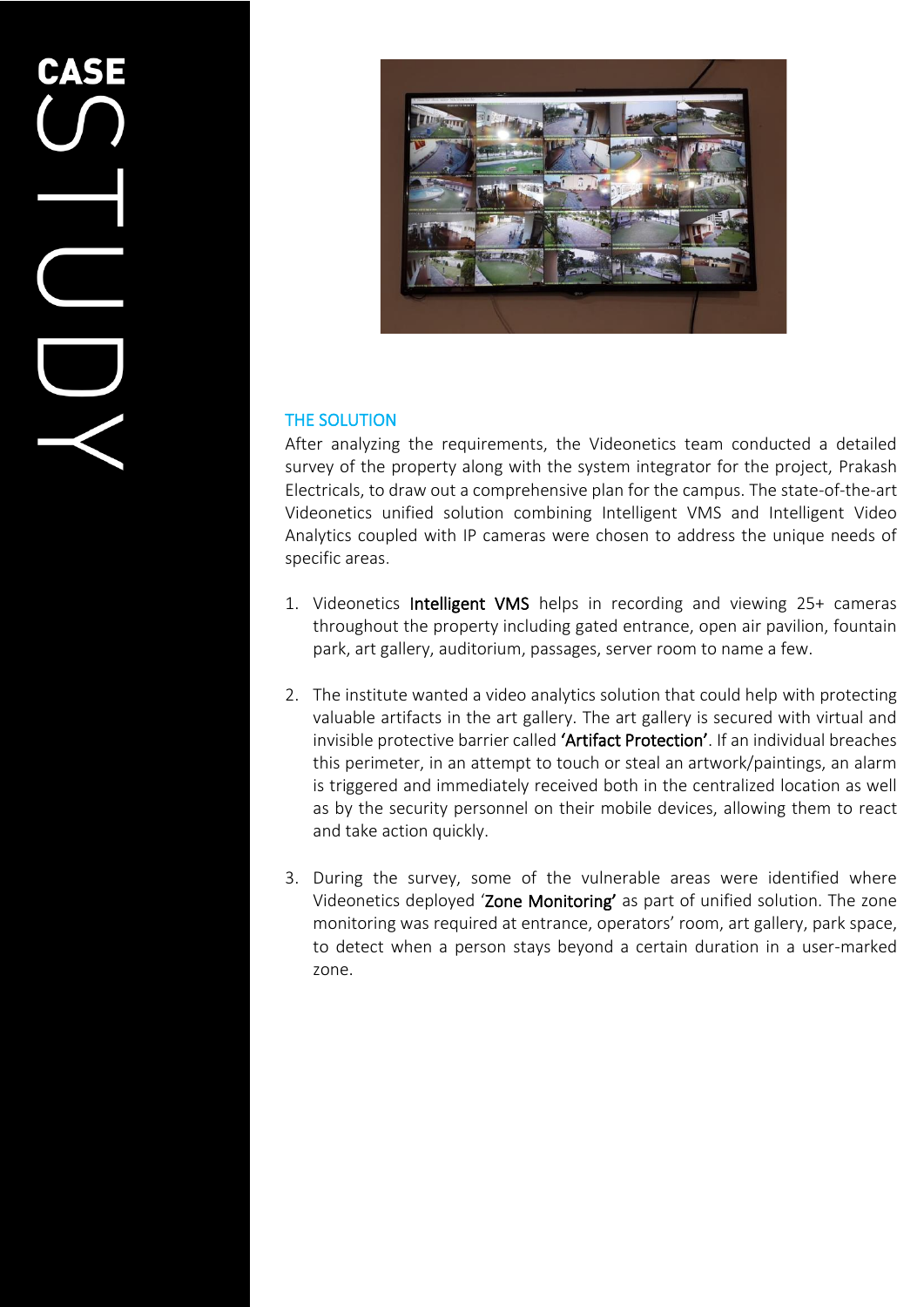## THE SOLUTION

After analyzing the requirements, the Videonetics team conducted a detailed survey of the property along with the system integrator for the project, Prakash Electricals, to draw out a comprehensive plan for the campus. The state-of-the-art Videonetics unified solution combining Intelligent VMS and Intelligent Video Analytics coupled with IP cameras were chosen to address the unique needs of specific areas.

1. Videonetics **Intelligent VMS** helps in recording and viewing 25+ cameras throughout the property including gated entrance, open air pavilion, fountain park, art gallery, auditorium, passages, server room to name a few.

2. The institute wanted a video analytics solution that could help with protecting valuable artifacts in the art gallery. The art gallery is secured with virtual and invisible protective barrier called **'Artifact Protection'**. If an individual breaches this perimeter, in an attempt to touch or steal an artwork/paintings, an alarm is triggered and immediately received both in the centralized location as well as by the security personnel on their mobile devices, allowing them to react and take action quickly.

3. During the survey, some of the vulnerable areas were identified where Videonetics deployed '**Zone Monitoring'** as part of unified solution. The zone monitoring was required at entrance, operators' room, art gallery, park space, to detect when a person stays beyond a certain duration in a user-marked zone.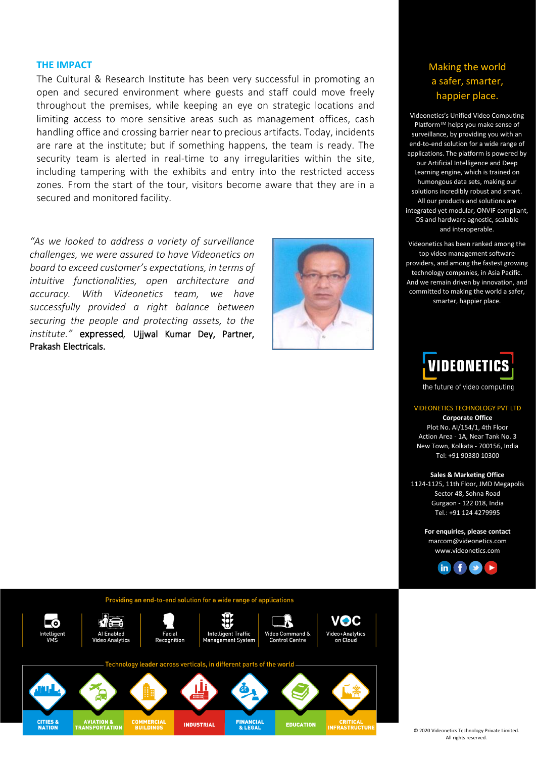## THE IMPACT

The Cultural & Research Institute has been very successful in promoting an open and secured environment where guests and staff could move freely throughout the premises, while keeping an eye on strategic locations and limiting access to more sensitive areas such as management offices, cash handling office and crossing barrier near to precious artifacts. Today, incidents are rare at the institute; but if something happens, the team is ready. The security team is alerted in real-time to any irregularities within the site, including tampering with the exhibits and entry into the restricted access zones. From the start of the tour, visitors become aware that they are in a secured and monitored facility.

*"As we looked to address a variety of surveillance challenges, we were assured to have Videonetics on board to exceed customer's expectations, in terms of intuitive functionalities, open architecture and accuracy. With Videonetics team, we have successfully provided a right balance between securing the people and protecting assets, to the institute."* expressed, Ujjwal Kumar Dey, Partner, Prakash Electricals.

Making the world a safer, smarter, happier place.

Videonetics's Unified Video Computing Platform™ helps you make sense of surveillance, by providing you with an end-to-end solution for a wide range of applications. The platform is powered by our Artificial Intelligence and Deep Learning engine, which is trained on humongous data sets, making our solutions incredibly robust and smart. All our products and solutions are integrated yet modular, ONVIF compliant, OS and hardware agnostic, scalable and interoperable.

Videonetics has been ranked among the top video management software providers, and among the fastest growing technology companies, in Asia Pacific. And we remain driven by innovation, and committed to making the world a safer, smarter, happier place.

VIDEONETICS
the future of video computing

VIDEONETICS TECHNOLOGY PVT LTD

**Corporate Office**
Plot No. AI/154/1, 4th Floor
Action Area - 1A, Near Tank No. 3
New Town, Kolkata - 700156, India
Tel: +91 90380 10300

**Sales & Marketing Office**
1124-1125, 11th Floor, JMD Megapolis
Sector 48, Sohna Road
Gurgaon - 122 018, India
Tel.: +91 124 4279995

**For enquiries, please contact**
marcom@videonetics.com
www.videonetics.com

Providing an end-to-end solution for a wide range of applications

Intelligent VMS | AI Enabled Video Analytics | Facial Recognition | Intelligent Traffic Management System | Video Command & Control Centre | Video+Analytics on Cloud

Technology leader across verticals, in different parts of the world

CITIES & NATION | AVIATION & TRANSPORTATION | COMMERCIAL BUILDINGS | INDUSTRIAL | FINANCIAL & LEGAL | EDUCATION | CRITICAL INFRASTRUCTURE

© 2020 Videonetics Technology Private Limited.
All rights reserved.